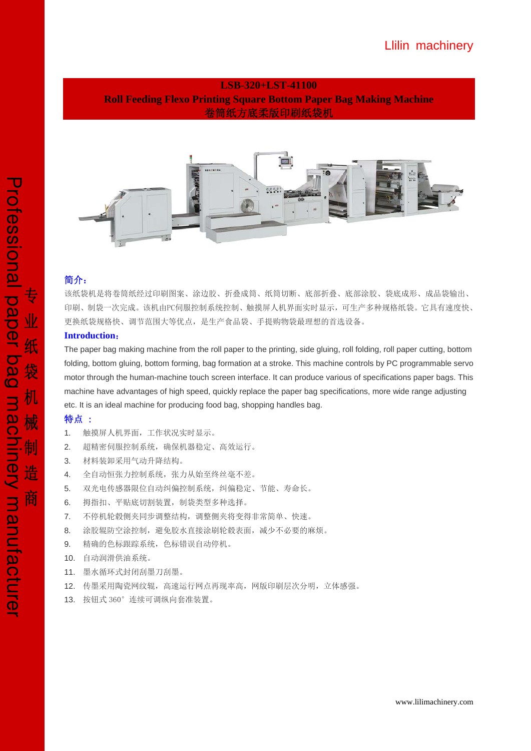# LSB-320+LST-41100

# Roll Feeding Flexo Printing Square Bottom Paper Bag Making Machine

# 卷筒纸方底柔版印刷纸袋机

## 简介：

该纸袋机是将卷筒纸经过印刷图案、涂边胶、折叠成筒、纸筒切断、底部折叠、底部涂胶、袋底成形、成品袋输出、印刷、制袋一次完成。该机由PC伺服控制系统控制、触摸屏人机界面实时显示，可生产多种规格纸袋。它具有速度快、更换纸袋规格快、调节范围大等优点，是生产食品袋、手提购物袋最理想的首选设备。

## Introduction：

The paper bag making machine from the roll paper to the printing, side gluing, roll folding, roll paper cutting, bottom folding, bottom gluing, bottom forming, bag formation at a stroke. This machine controls by PC programmable servo motor through the human-machine touch screen interface. It can produce various of specifications paper bags. This machine have advantages of high speed, quickly replace the paper bag specifications, more wide range adjusting etc. It is an ideal machine for producing food bag, shopping handles bag.

## 特点 ：

1. 触摸屏人机界面，工作状况实时显示。
2. 超精密伺服控制系统，确保机器稳定、高效运行。
3. 材料装卸采用气动升降结构。
4. 全自动恒张力控制系统，张力从始至终丝毫不差。
5. 双光电传感器限位自动纠偏控制系统，纠偏稳定、节能、寿命长。
6. 拇指扣、平贴底切割装置，制袋类型多种选择。
7. 不停机轮毂侧夹同步调整结构，调整侧夹将变得非常简单、快速。
8. 涂胶辊防空涂控制，避免胶水直接涂刷轮毂表面，减少不必要的麻烦。
9. 精确的色标跟踪系统，色标错误自动停机。
10. 自动润滑供油系统。
11. 墨水循环式封闭刮墨刀刮墨。
12. 传墨采用陶瓷网纹辊，高速运行网点再现率高，网版印刷层次分明，立体感强。
13. 按钮式 360° 连续可调纵向套准装置。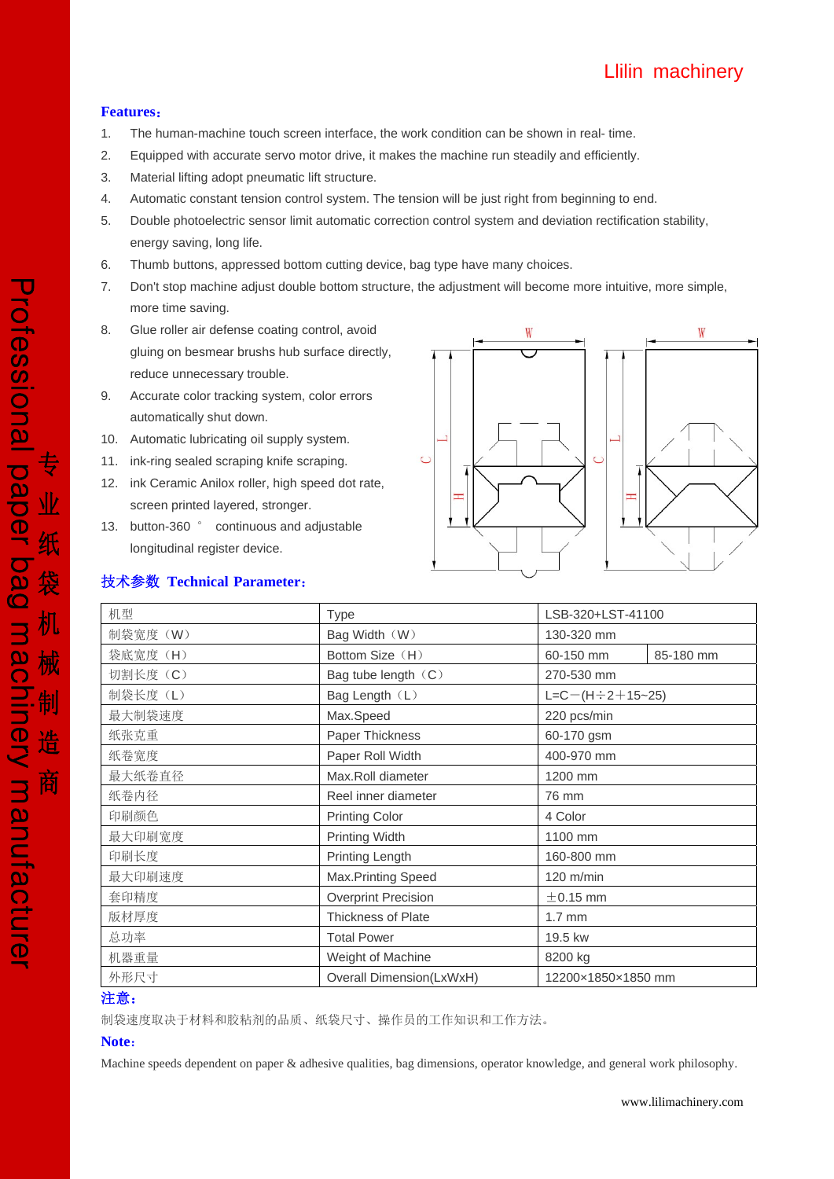Llilin machinery

**Features:**

1. The human-machine touch screen interface, the work condition can be shown in real- time.
2. Equipped with accurate servo motor drive, it makes the machine run steadily and efficiently.
3. Material lifting adopt pneumatic lift structure.
4. Automatic constant tension control system. The tension will be just right from beginning to end.
5. Double photoelectric sensor limit automatic correction control system and deviation rectification stability, energy saving, long life.
6. Thumb buttons, appressed bottom cutting device, bag type have many choices.
7. Don't stop machine adjust double bottom structure, the adjustment will become more intuitive, more simple, more time saving.
8. Glue roller air defense coating control, avoid gluing on besmear brushs hub surface directly, reduce unnecessary trouble.
9. Accurate color tracking system, color errors automatically shut down.
10. Automatic lubricating oil supply system.
11. ink-ring sealed scraping knife scraping.
12. ink Ceramic Anilox roller, high speed dot rate, screen printed layered, stronger.
13. button-360 ° continuous and adjustable longitudinal register device.

W
L
C
H
W
L
C
H

**技术参数 Technical Parameter:**

| 机型 | Type | LSB-320+LST-41100 | |
|---|---|---|---|
| 制袋宽度（W） | Bag Width（W） | 130-320 mm | |
| 袋底宽度（H） | Bottom Size（H） | 60-150 mm | 85-180 mm |
| 切割长度（C） | Bag tube length（C） | 270-530 mm | |
| 制袋长度（L） | Bag Length（L） | L=C－(H÷2＋15~25) | |
| 最大制袋速度 | Max.Speed | 220 pcs/min | |
| 纸张克重 | Paper Thickness | 60-170 gsm | |
| 纸卷宽度 | Paper Roll Width | 400-970 mm | |
| 最大纸卷直径 | Max.Roll diameter | 1200 mm | |
| 纸卷内径 | Reel inner diameter | 76 mm | |
| 印刷颜色 | Printing Color | 4 Color | |
| 最大印刷宽度 | Printing Width | 1100 mm | |
| 印刷长度 | Printing Length | 160-800 mm | |
| 最大印刷速度 | Max.Printing Speed | 120 m/min | |
| 套印精度 | Overprint Precision | ±0.15 mm | |
| 版材厚度 | Thickness of Plate | 1.7 mm | |
| 总功率 | Total Power | 19.5 kw | |
| 机器重量 | Weight of Machine | 8200 kg | |
| 外形尺寸 | Overall Dimension(LxWxH) | 12200×1850×1850 mm | |

**注意：**

制袋速度取决于材料和胶粘剂的品质、纸袋尺寸、操作员的工作知识和工作方法。

**Note:**

Machine speeds dependent on paper & adhesive qualities, bag dimensions, operator knowledge, and general work philosophy.

Professional paper bag machinery manufacturer 专业纸袋机械制造商

www.lilimachinery.com